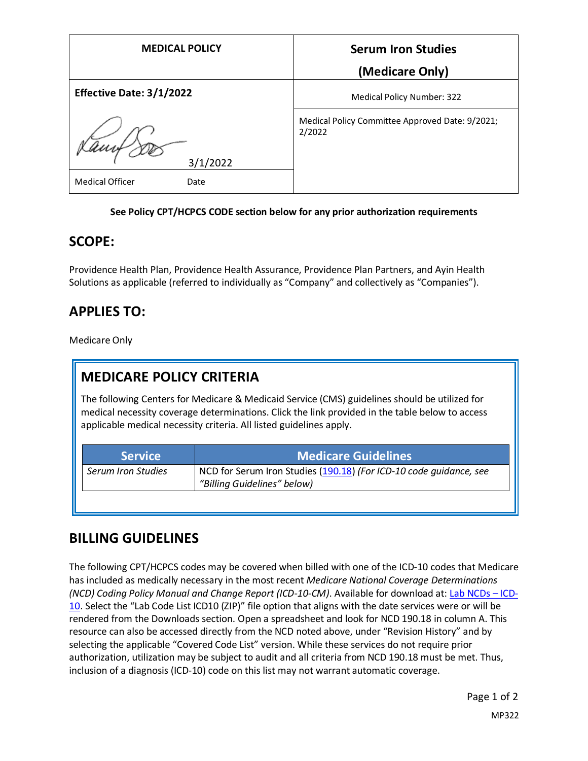| MEDICAL POLICY | Serum Iron Studies (Medicare Only) |
| --- | --- |
| **Effective Date: 3/1/2022** | Medical Policy Number: 322 |
| 3/1/2022 | Medical Policy Committee Approved Date: 9/2021; 2/2022 |
| Medical Officer Date | |

**See Policy CPT/HCPCS CODE section below for any prior authorization requirements**

## SCOPE:

Providence Health Plan, Providence Health Assurance, Providence Plan Partners, and Ayin Health Solutions as applicable (referred to individually as "Company" and collectively as "Companies").

## APPLIES TO:

Medicare Only

## MEDICARE POLICY CRITERIA

The following Centers for Medicare & Medicaid Service (CMS) guidelines should be utilized for medical necessity coverage determinations. Click the link provided in the table below to access applicable medical necessity criteria. All listed guidelines apply.

| Service | Medicare Guidelines |
| --- | --- |
| *Serum Iron Studies* | NCD for Serum Iron Studies (190.18) *(For ICD-10 code guidance, see "Billing Guidelines" below)* |

## BILLING GUIDELINES

The following CPT/HCPCS codes may be covered when billed with one of the ICD-10 codes that Medicare has included as medically necessary in the most recent *Medicare National Coverage Determinations (NCD) Coding Policy Manual and Change Report (ICD-10-CM)*. Available for download at: Lab NCDs – ICD-10. Select the "Lab Code List ICD10 (ZIP)" file option that aligns with the date services were or will be rendered from the Downloads section. Open a spreadsheet and look for NCD 190.18 in column A. This resource can also be accessed directly from the NCD noted above, under "Revision History" and by selecting the applicable "Covered Code List" version. While these services do not require prior authorization, utilization may be subject to audit and all criteria from NCD 190.18 must be met. Thus, inclusion of a diagnosis (ICD-10) code on this list may not warrant automatic coverage.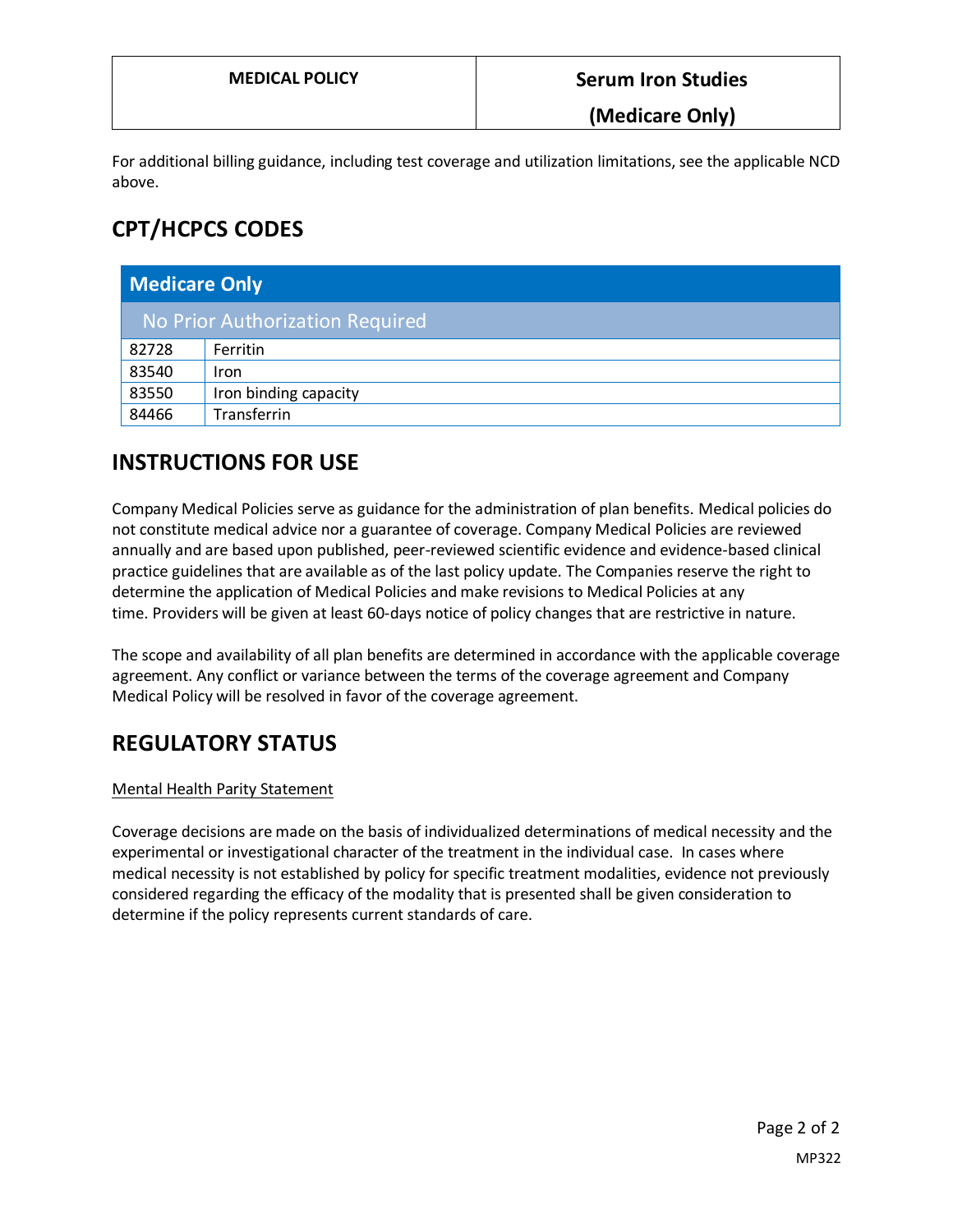For additional billing guidance, including test coverage and utilization limitations, see the applicable NCD above.

## CPT/HCPCS CODES

| Medicare Only | |
|---|---|
| No Prior Authorization Required | |
| 82728 | Ferritin |
| 83540 | Iron |
| 83550 | Iron binding capacity |
| 84466 | Transferrin |

## INSTRUCTIONS FOR USE

Company Medical Policies serve as guidance for the administration of plan benefits. Medical policies do not constitute medical advice nor a guarantee of coverage. Company Medical Policies are reviewed annually and are based upon published, peer-reviewed scientific evidence and evidence-based clinical practice guidelines that are available as of the last policy update. The Companies reserve the right to determine the application of Medical Policies and make revisions to Medical Policies at any time. Providers will be given at least 60-days notice of policy changes that are restrictive in nature.

The scope and availability of all plan benefits are determined in accordance with the applicable coverage agreement. Any conflict or variance between the terms of the coverage agreement and Company Medical Policy will be resolved in favor of the coverage agreement.

## REGULATORY STATUS

Mental Health Parity Statement

Coverage decisions are made on the basis of individualized determinations of medical necessity and the experimental or investigational character of the treatment in the individual case. In cases where medical necessity is not established by policy for specific treatment modalities, evidence not previously considered regarding the efficacy of the modality that is presented shall be given consideration to determine if the policy represents current standards of care.